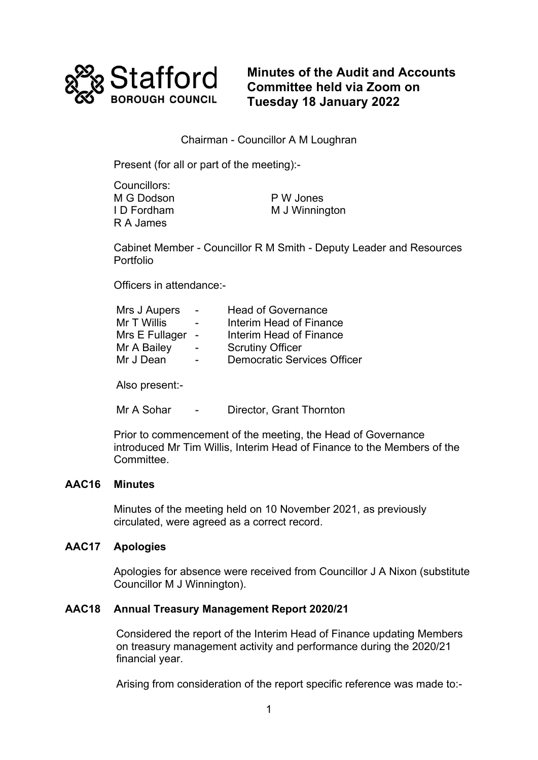# Minutes of the Audit and Accounts Committee held via Zoom on Tuesday 18 January 2022

Chairman - Councillor A M Loughran

Present (for all or part of the meeting):-

Councillors:

| | |
|---|---|
| M G Dodson | P W Jones |
| I D Fordham | M J Winnington |
| R A James | |

Cabinet Member - Councillor R M Smith - Deputy Leader and Resources Portfolio

Officers in attendance:-

| | | |
|---|---|---|
| Mrs J Aupers | - | Head of Governance |
| Mr T Willis | - | Interim Head of Finance |
| Mrs E Fullager | - | Interim Head of Finance |
| Mr A Bailey | - | Scrutiny Officer |
| Mr J Dean | - | Democratic Services Officer |

Also present:-

| | | |
|---|---|---|
| Mr A Sohar | - | Director, Grant Thornton |

Prior to commencement of the meeting, the Head of Governance introduced Mr Tim Willis, Interim Head of Finance to the Members of the Committee.

## AAC16 Minutes

Minutes of the meeting held on 10 November 2021, as previously circulated, were agreed as a correct record.

## AAC17 Apologies

Apologies for absence were received from Councillor J A Nixon (substitute Councillor M J Winnington).

## AAC18 Annual Treasury Management Report 2020/21

Considered the report of the Interim Head of Finance updating Members on treasury management activity and performance during the 2020/21 financial year.

Arising from consideration of the report specific reference was made to:-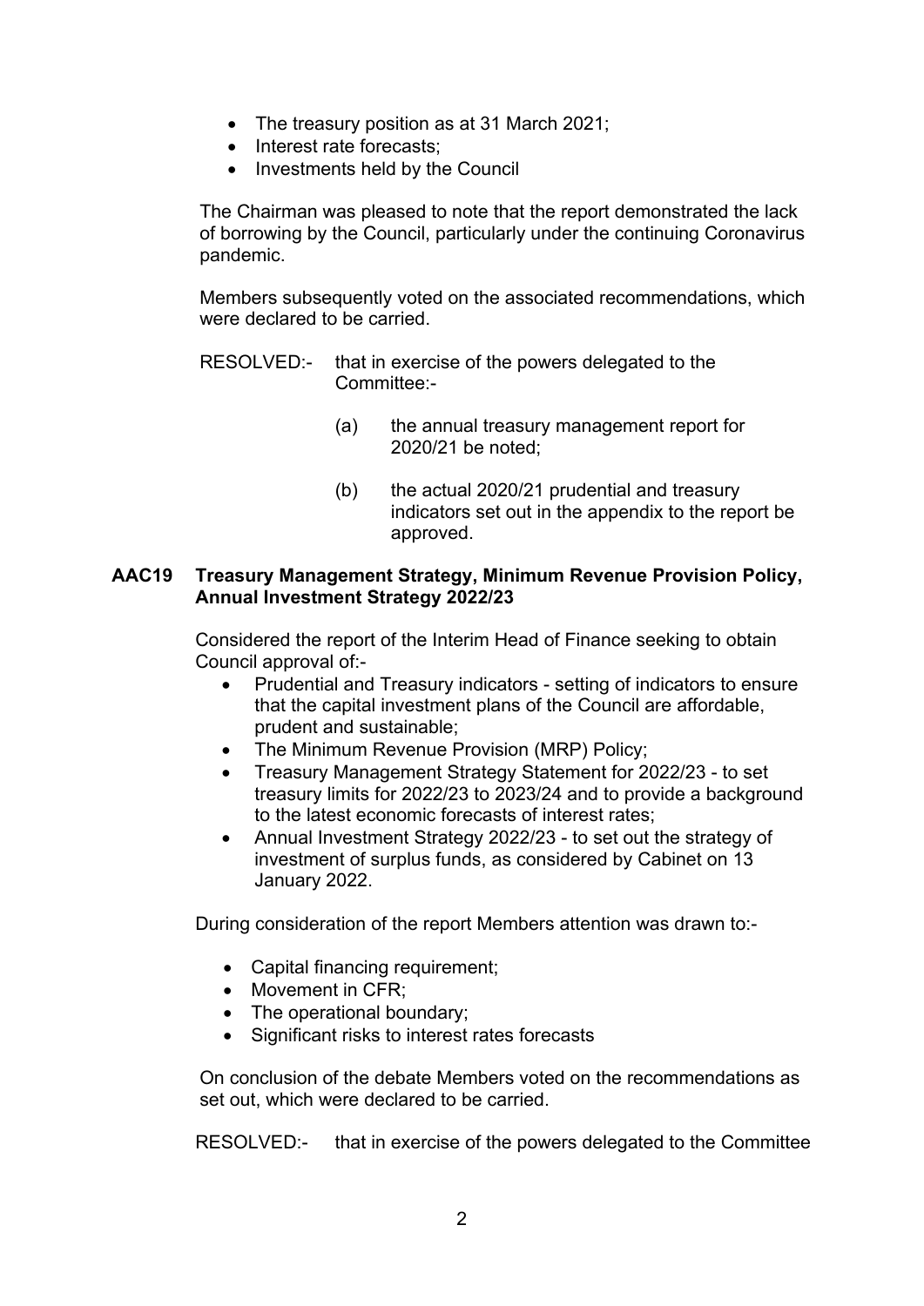- The treasury position as at 31 March 2021;
- Interest rate forecasts;
- Investments held by the Council

The Chairman was pleased to note that the report demonstrated the lack of borrowing by the Council, particularly under the continuing Coronavirus pandemic.

Members subsequently voted on the associated recommendations, which were declared to be carried.

RESOLVED:- that in exercise of the powers delegated to the Committee:-

(a) the annual treasury management report for 2020/21 be noted;

(b) the actual 2020/21 prudential and treasury indicators set out in the appendix to the report be approved.

**AAC19 Treasury Management Strategy, Minimum Revenue Provision Policy, Annual Investment Strategy 2022/23**

Considered the report of the Interim Head of Finance seeking to obtain Council approval of:-

- Prudential and Treasury indicators - setting of indicators to ensure that the capital investment plans of the Council are affordable, prudent and sustainable;
- The Minimum Revenue Provision (MRP) Policy;
- Treasury Management Strategy Statement for 2022/23 - to set treasury limits for 2022/23 to 2023/24 and to provide a background to the latest economic forecasts of interest rates;
- Annual Investment Strategy 2022/23 - to set out the strategy of investment of surplus funds, as considered by Cabinet on 13 January 2022.

During consideration of the report Members attention was drawn to:-

- Capital financing requirement;
- Movement in CFR;
- The operational boundary;
- Significant risks to interest rates forecasts

On conclusion of the debate Members voted on the recommendations as set out, which were declared to be carried.

RESOLVED:- that in exercise of the powers delegated to the Committee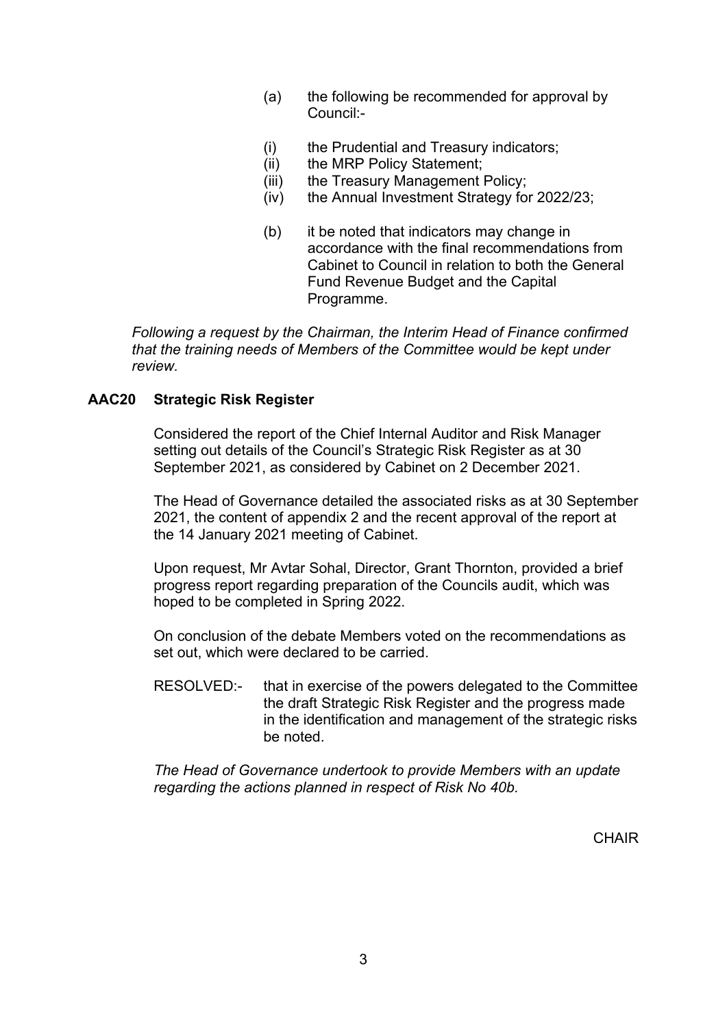(a) the following be recommended for approval by Council:-

(i) the Prudential and Treasury indicators;
(ii) the MRP Policy Statement;
(iii) the Treasury Management Policy;
(iv) the Annual Investment Strategy for 2022/23;

(b) it be noted that indicators may change in accordance with the final recommendations from Cabinet to Council in relation to both the General Fund Revenue Budget and the Capital Programme.

*Following a request by the Chairman, the Interim Head of Finance confirmed that the training needs of Members of the Committee would be kept under review.*

**AAC20 Strategic Risk Register**

Considered the report of the Chief Internal Auditor and Risk Manager setting out details of the Council's Strategic Risk Register as at 30 September 2021, as considered by Cabinet on 2 December 2021.

The Head of Governance detailed the associated risks as at 30 September 2021, the content of appendix 2 and the recent approval of the report at the 14 January 2021 meeting of Cabinet.

Upon request, Mr Avtar Sohal, Director, Grant Thornton, provided a brief progress report regarding preparation of the Councils audit, which was hoped to be completed in Spring 2022.

On conclusion of the debate Members voted on the recommendations as set out, which were declared to be carried.

RESOLVED:- that in exercise of the powers delegated to the Committee the draft Strategic Risk Register and the progress made in the identification and management of the strategic risks be noted.

*The Head of Governance undertook to provide Members with an update regarding the actions planned in respect of Risk No 40b.*

CHAIR